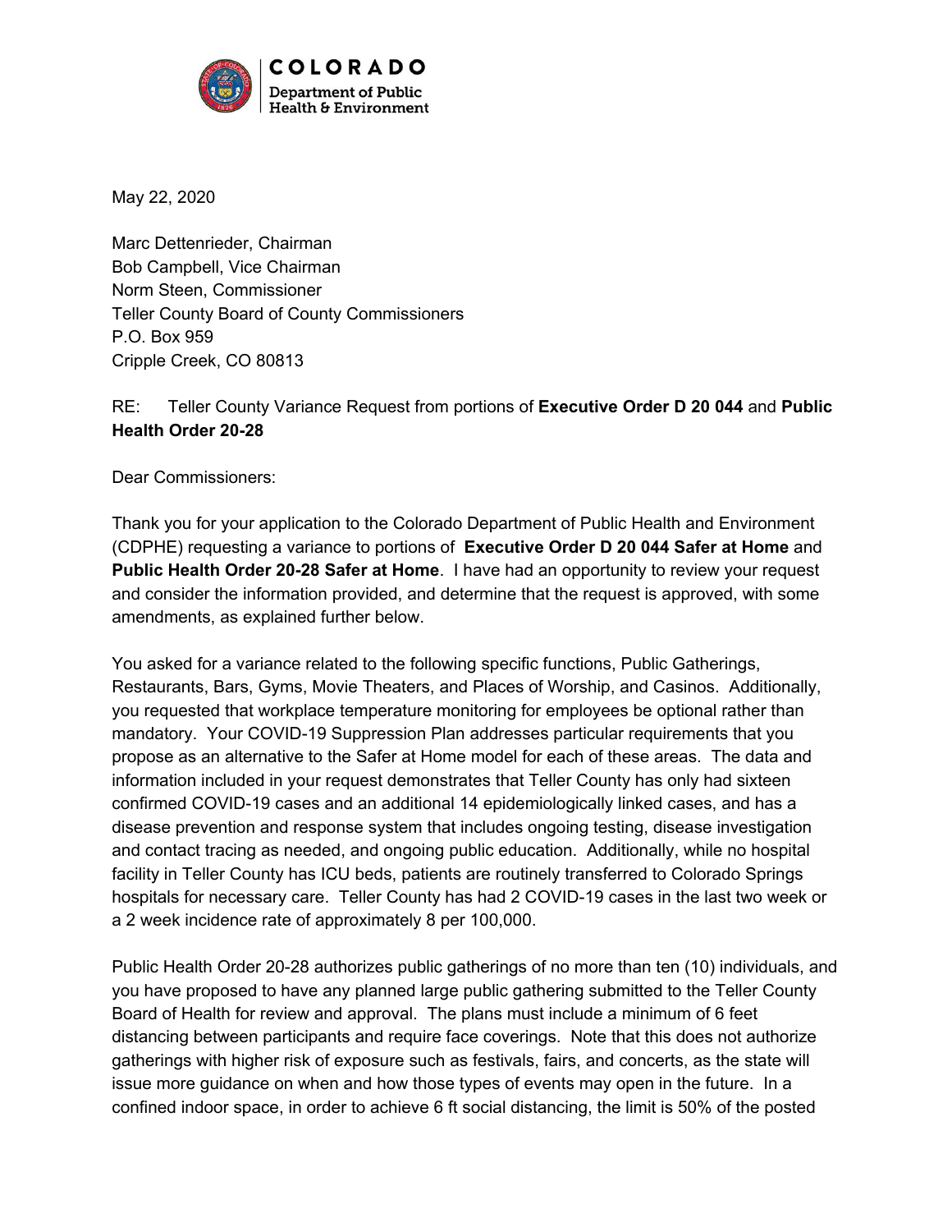COLORADO
Department of Public
Health & Environment

May 22, 2020

Marc Dettenrieder, Chairman
Bob Campbell, Vice Chairman
Norm Steen, Commissioner
Teller County Board of County Commissioners
P.O. Box 959
Cripple Creek, CO 80813

RE: Teller County Variance Request from portions of **Executive Order D 20 044** and **Public Health Order 20-28**

Dear Commissioners:

Thank you for your application to the Colorado Department of Public Health and Environment (CDPHE) requesting a variance to portions of **Executive Order D 20 044 Safer at Home** and **Public Health Order 20-28 Safer at Home**. I have had an opportunity to review your request and consider the information provided, and determine that the request is approved, with some amendments, as explained further below.

You asked for a variance related to the following specific functions, Public Gatherings, Restaurants, Bars, Gyms, Movie Theaters, and Places of Worship, and Casinos. Additionally, you requested that workplace temperature monitoring for employees be optional rather than mandatory. Your COVID-19 Suppression Plan addresses particular requirements that you propose as an alternative to the Safer at Home model for each of these areas. The data and information included in your request demonstrates that Teller County has only had sixteen confirmed COVID-19 cases and an additional 14 epidemiologically linked cases, and has a disease prevention and response system that includes ongoing testing, disease investigation and contact tracing as needed, and ongoing public education. Additionally, while no hospital facility in Teller County has ICU beds, patients are routinely transferred to Colorado Springs hospitals for necessary care. Teller County has had 2 COVID-19 cases in the last two week or a 2 week incidence rate of approximately 8 per 100,000.

Public Health Order 20-28 authorizes public gatherings of no more than ten (10) individuals, and you have proposed to have any planned large public gathering submitted to the Teller County Board of Health for review and approval. The plans must include a minimum of 6 feet distancing between participants and require face coverings. Note that this does not authorize gatherings with higher risk of exposure such as festivals, fairs, and concerts, as the state will issue more guidance on when and how those types of events may open in the future. In a confined indoor space, in order to achieve 6 ft social distancing, the limit is 50% of the posted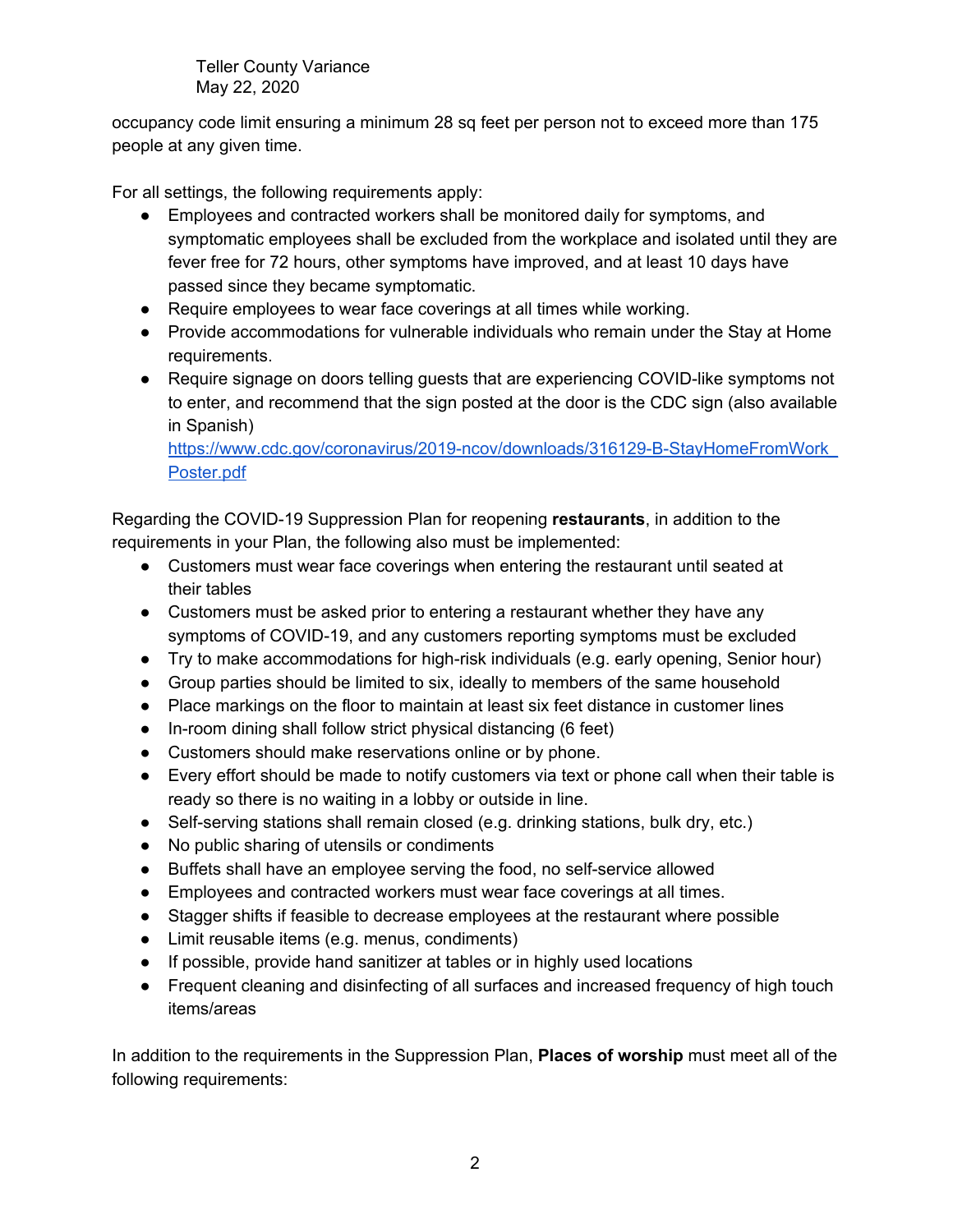occupancy code limit ensuring a minimum 28 sq feet per person not to exceed more than 175 people at any given time.

For all settings, the following requirements apply:

- Employees and contracted workers shall be monitored daily for symptoms, and symptomatic employees shall be excluded from the workplace and isolated until they are fever free for 72 hours, other symptoms have improved, and at least 10 days have passed since they became symptomatic.
- Require employees to wear face coverings at all times while working.
- Provide accommodations for vulnerable individuals who remain under the Stay at Home requirements.
- Require signage on doors telling guests that are experiencing COVID-like symptoms not to enter, and recommend that the sign posted at the door is the CDC sign (also available in Spanish) https://www.cdc.gov/coronavirus/2019-ncov/downloads/316129-B-StayHomeFromWork_Poster.pdf

Regarding the COVID-19 Suppression Plan for reopening **restaurants**, in addition to the requirements in your Plan, the following also must be implemented:

- Customers must wear face coverings when entering the restaurant until seated at their tables
- Customers must be asked prior to entering a restaurant whether they have any symptoms of COVID-19, and any customers reporting symptoms must be excluded
- Try to make accommodations for high-risk individuals (e.g. early opening, Senior hour)
- Group parties should be limited to six, ideally to members of the same household
- Place markings on the floor to maintain at least six feet distance in customer lines
- In-room dining shall follow strict physical distancing (6 feet)
- Customers should make reservations online or by phone.
- Every effort should be made to notify customers via text or phone call when their table is ready so there is no waiting in a lobby or outside in line.
- Self-serving stations shall remain closed (e.g. drinking stations, bulk dry, etc.)
- No public sharing of utensils or condiments
- Buffets shall have an employee serving the food, no self-service allowed
- Employees and contracted workers must wear face coverings at all times.
- Stagger shifts if feasible to decrease employees at the restaurant where possible
- Limit reusable items (e.g. menus, condiments)
- If possible, provide hand sanitizer at tables or in highly used locations
- Frequent cleaning and disinfecting of all surfaces and increased frequency of high touch items/areas

In addition to the requirements in the Suppression Plan, **Places of worship** must meet all of the following requirements: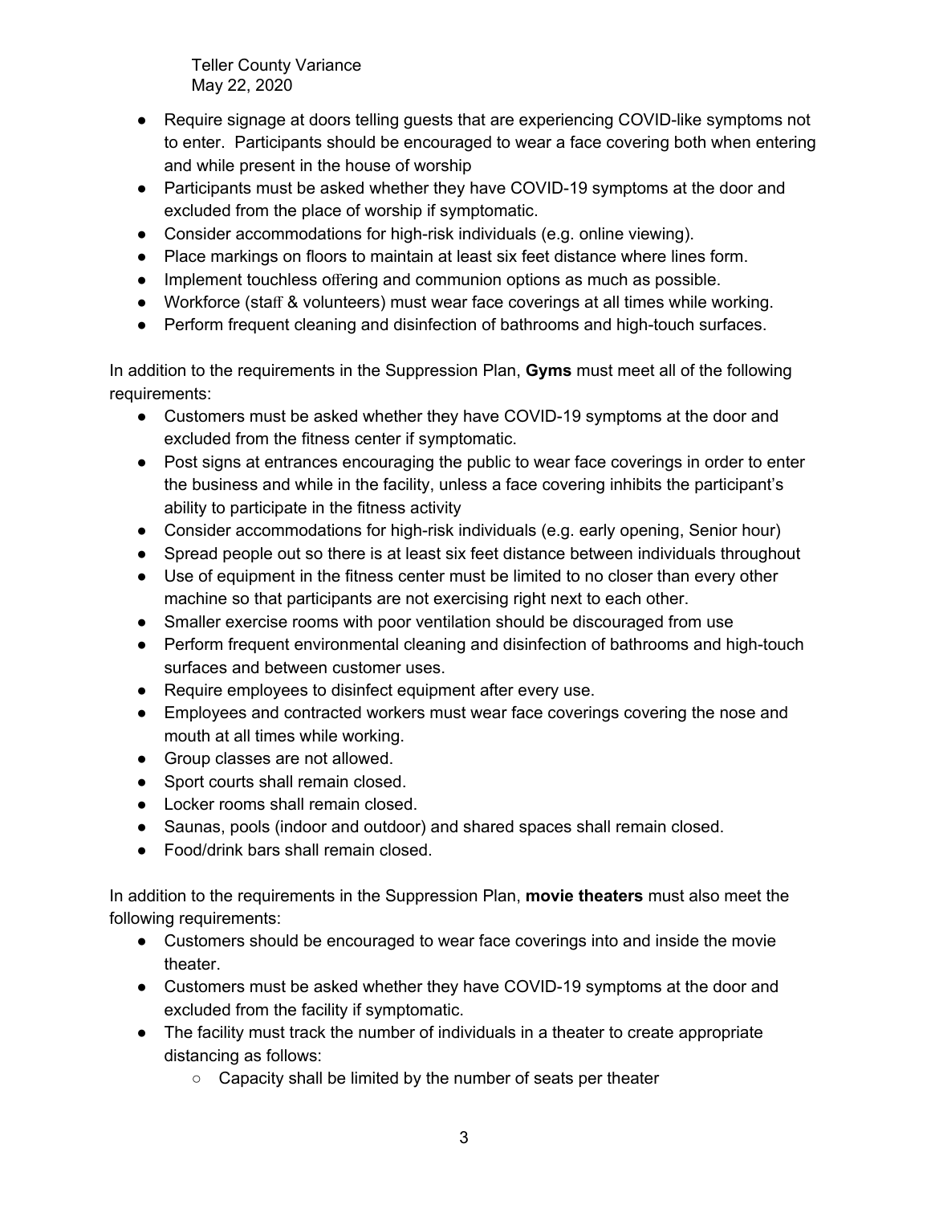- Require signage at doors telling guests that are experiencing COVID-like symptoms not to enter. Participants should be encouraged to wear a face covering both when entering and while present in the house of worship
- Participants must be asked whether they have COVID-19 symptoms at the door and excluded from the place of worship if symptomatic.
- Consider accommodations for high-risk individuals (e.g. online viewing).
- Place markings on floors to maintain at least six feet distance where lines form.
- Implement touchless offering and communion options as much as possible.
- Workforce (staff & volunteers) must wear face coverings at all times while working.
- Perform frequent cleaning and disinfection of bathrooms and high-touch surfaces.

In addition to the requirements in the Suppression Plan, **Gyms** must meet all of the following requirements:

- Customers must be asked whether they have COVID-19 symptoms at the door and excluded from the fitness center if symptomatic.
- Post signs at entrances encouraging the public to wear face coverings in order to enter the business and while in the facility, unless a face covering inhibits the participant's ability to participate in the fitness activity
- Consider accommodations for high-risk individuals (e.g. early opening, Senior hour)
- Spread people out so there is at least six feet distance between individuals throughout
- Use of equipment in the fitness center must be limited to no closer than every other machine so that participants are not exercising right next to each other.
- Smaller exercise rooms with poor ventilation should be discouraged from use
- Perform frequent environmental cleaning and disinfection of bathrooms and high-touch surfaces and between customer uses.
- Require employees to disinfect equipment after every use.
- Employees and contracted workers must wear face coverings covering the nose and mouth at all times while working.
- Group classes are not allowed.
- Sport courts shall remain closed.
- Locker rooms shall remain closed.
- Saunas, pools (indoor and outdoor) and shared spaces shall remain closed.
- Food/drink bars shall remain closed.

In addition to the requirements in the Suppression Plan, **movie theaters** must also meet the following requirements:

- Customers should be encouraged to wear face coverings into and inside the movie theater.
- Customers must be asked whether they have COVID-19 symptoms at the door and excluded from the facility if symptomatic.
- The facility must track the number of individuals in a theater to create appropriate distancing as follows:
  - Capacity shall be limited by the number of seats per theater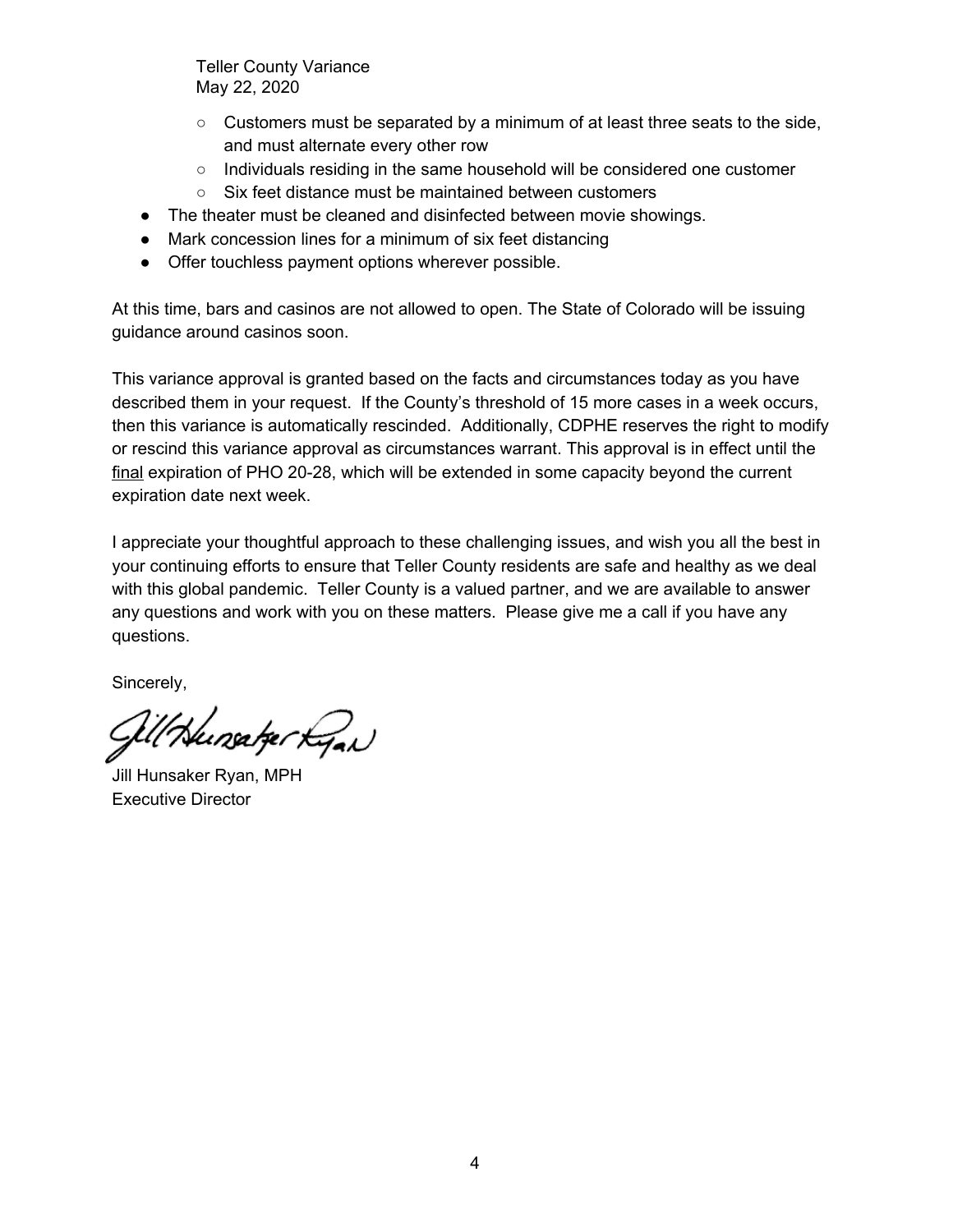- Customers must be separated by a minimum of at least three seats to the side, and must alternate every other row
  - Individuals residing in the same household will be considered one customer
  - Six feet distance must be maintained between customers
- The theater must be cleaned and disinfected between movie showings.
- Mark concession lines for a minimum of six feet distancing
- Offer touchless payment options wherever possible.

At this time, bars and casinos are not allowed to open. The State of Colorado will be issuing guidance around casinos soon.

This variance approval is granted based on the facts and circumstances today as you have described them in your request. If the County's threshold of 15 more cases in a week occurs, then this variance is automatically rescinded. Additionally, CDPHE reserves the right to modify or rescind this variance approval as circumstances warrant. This approval is in effect until the final expiration of PHO 20-28, which will be extended in some capacity beyond the current expiration date next week.

I appreciate your thoughtful approach to these challenging issues, and wish you all the best in your continuing efforts to ensure that Teller County residents are safe and healthy as we deal with this global pandemic. Teller County is a valued partner, and we are available to answer any questions and work with you on these matters. Please give me a call if you have any questions.

Sincerely,

Jill Hunsaker Ryan, MPH
Executive Director